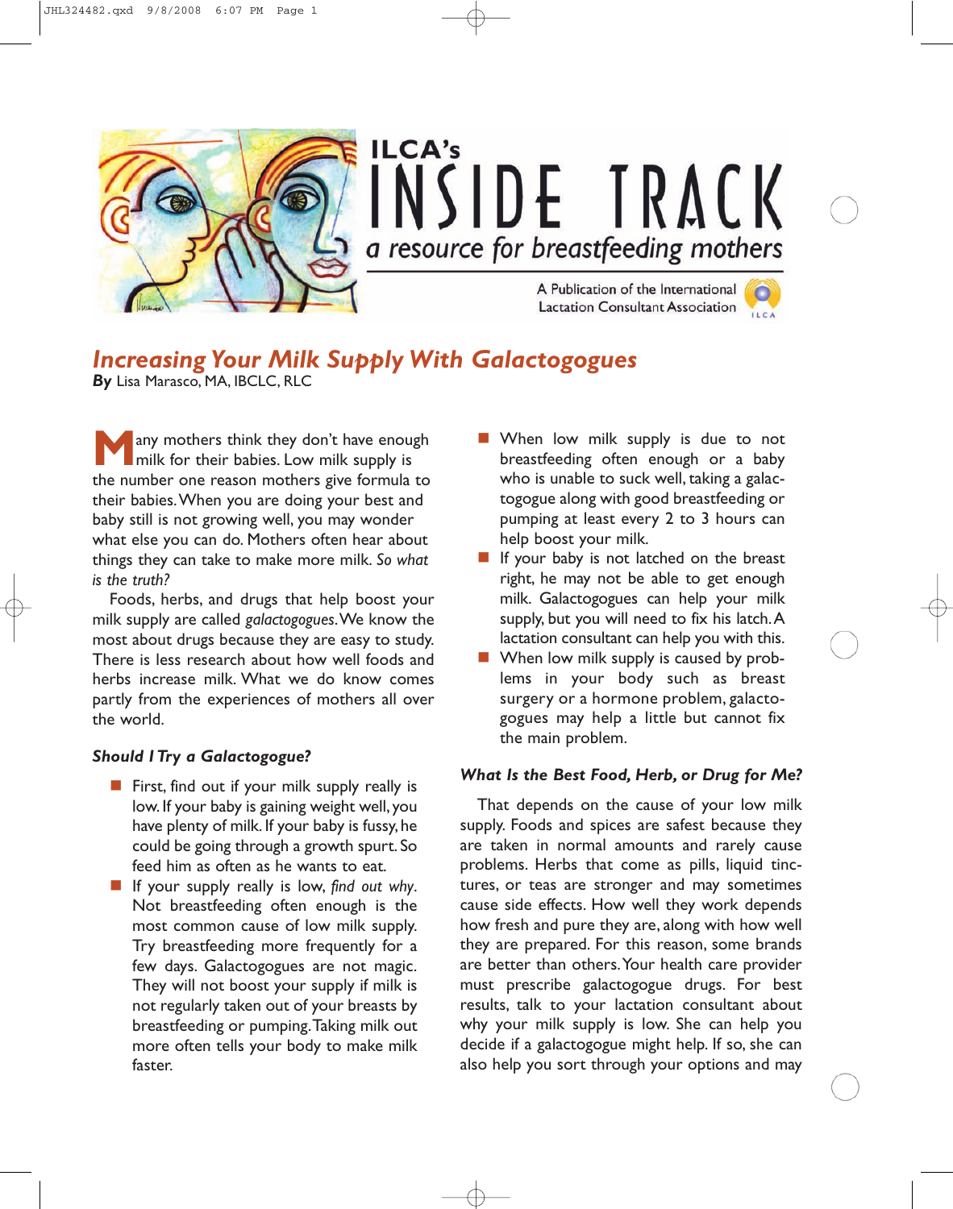ILCA's

# INSIDE TRACK

*a resource for breastfeeding mothers*

A Publication of the International Lactation Consultant Association

## *Increasing Your Milk Supply With Galactogogues*

***By*** Lisa Marasco, MA, IBCLC, RLC

Many mothers think they don't have enough milk for their babies. Low milk supply is the number one reason mothers give formula to their babies. When you are doing your best and baby still is not growing well, you may wonder what else you can do. Mothers often hear about things they can take to make more milk. *So what is the truth?*

Foods, herbs, and drugs that help boost your milk supply are called *galactogogues*. We know the most about drugs because they are easy to study. There is less research about how well foods and herbs increase milk. What we do know comes partly from the experiences of mothers all over the world.

### *Should I Try a Galactogogue?*

- First, find out if your milk supply really is low. If your baby is gaining weight well, you have plenty of milk. If your baby is fussy, he could be going through a growth spurt. So feed him as often as he wants to eat.
- If your supply really is low, *find out why*. Not breastfeeding often enough is the most common cause of low milk supply. Try breastfeeding more frequently for a few days. Galactogogues are not magic. They will not boost your supply if milk is not regularly taken out of your breasts by breastfeeding or pumping. Taking milk out more often tells your body to make milk faster.
- When low milk supply is due to not breastfeeding often enough or a baby who is unable to suck well, taking a galactogogue along with good breastfeeding or pumping at least every 2 to 3 hours can help boost your milk.
- If your baby is not latched on the breast right, he may not be able to get enough milk. Galactogogues can help your milk supply, but you will need to fix his latch. A lactation consultant can help you with this.
- When low milk supply is caused by problems in your body such as breast surgery or a hormone problem, galactogogues may help a little but cannot fix the main problem.

### *What Is the Best Food, Herb, or Drug for Me?*

That depends on the cause of your low milk supply. Foods and spices are safest because they are taken in normal amounts and rarely cause problems. Herbs that come as pills, liquid tinctures, or teas are stronger and may sometimes cause side effects. How well they work depends how fresh and pure they are, along with how well they are prepared. For this reason, some brands are better than others. Your health care provider must prescribe galactogogue drugs. For best results, talk to your lactation consultant about why your milk supply is low. She can help you decide if a galactogogue might help. If so, she can also help you sort through your options and may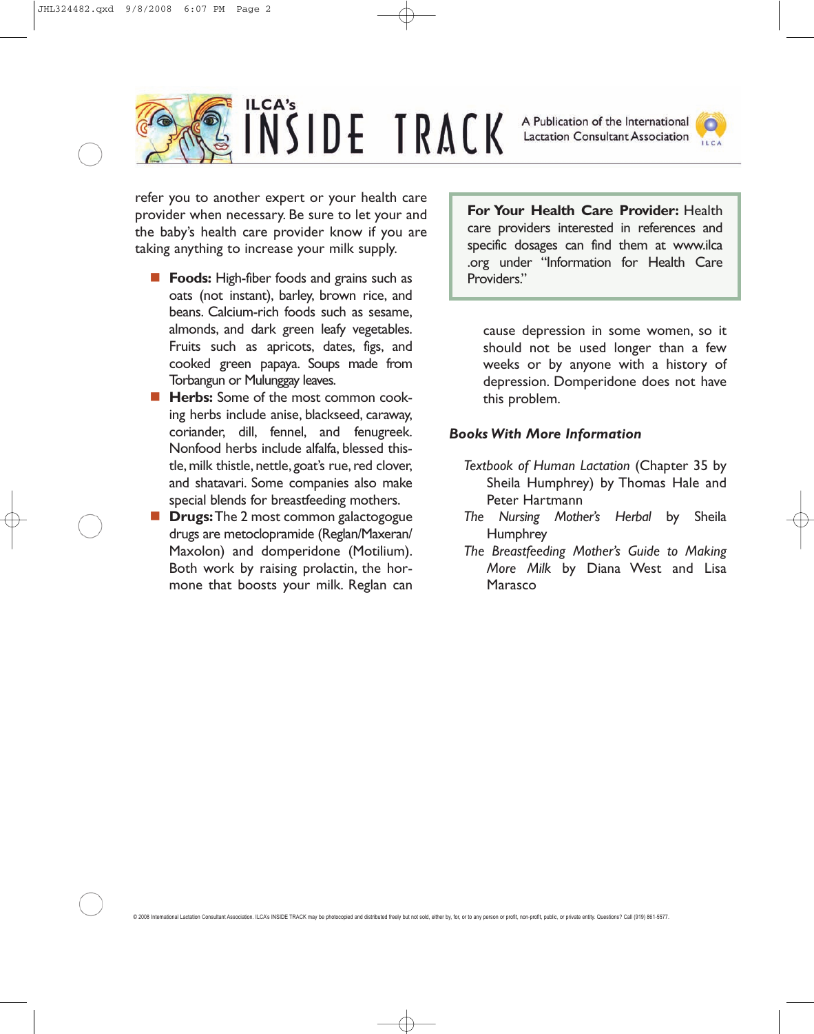refer you to another expert or your health care provider when necessary. Be sure to let your and the baby's health care provider know if you are taking anything to increase your milk supply.

- **Foods:** High-fiber foods and grains such as oats (not instant), barley, brown rice, and beans. Calcium-rich foods such as sesame, almonds, and dark green leafy vegetables. Fruits such as apricots, dates, figs, and cooked green papaya. Soups made from Torbangun or Mulunggay leaves.
- **Herbs:** Some of the most common cooking herbs include anise, blackseed, caraway, coriander, dill, fennel, and fenugreek. Nonfood herbs include alfalfa, blessed thistle, milk thistle, nettle, goat's rue, red clover, and shatavari. Some companies also make special blends for breastfeeding mothers.
- **Drugs:** The 2 most common galactogogue drugs are metoclopramide (Reglan/Maxeran/Maxolon) and domperidone (Motilium). Both work by raising prolactin, the hormone that boosts your milk. Reglan can cause depression in some women, so it should not be used longer than a few weeks or by anyone with a history of depression. Domperidone does not have this problem.

**For Your Health Care Provider:** Health care providers interested in references and specific dosages can find them at www.ilca.org under "Information for Health Care Providers."

### *Books With More Information*

*Textbook of Human Lactation* (Chapter 35 by Sheila Humphrey) by Thomas Hale and Peter Hartmann

*The Nursing Mother's Herbal* by Sheila Humphrey

*The Breastfeeding Mother's Guide to Making More Milk* by Diana West and Lisa Marasco

© 2008 International Lactation Consultant Association. ILCA's INSIDE TRACK may be photocopied and distributed freely but not sold, either by, for, or to any person or profit, non-profit, public, or private entity. Questions? Call (919) 861-5577.